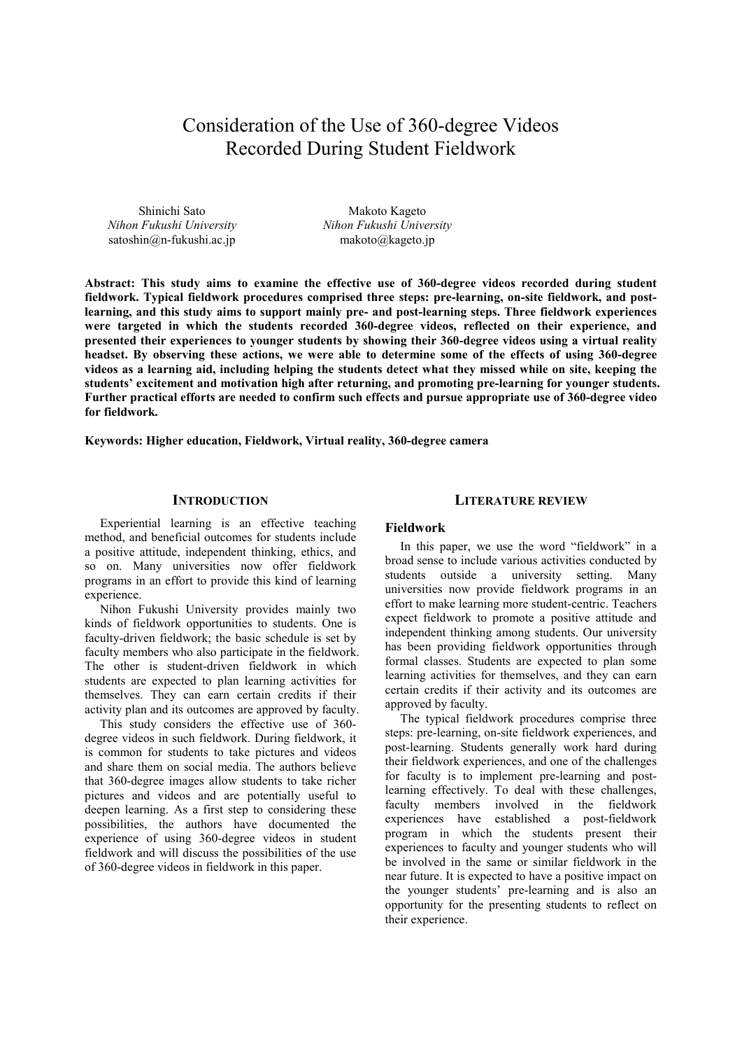# Consideration of the Use of 360-degree Videos Recorded During Student Fieldwork

Shinichi Sato
*Nihon Fukushi University*
satoshin@n-fukushi.ac.jp

Makoto Kageto
*Nihon Fukushi University*
makoto@kageto.jp

**Abstract: This study aims to examine the effective use of 360-degree videos recorded during student fieldwork. Typical fieldwork procedures comprised three steps: pre-learning, on-site fieldwork, and post-learning, and this study aims to support mainly pre- and post-learning steps. Three fieldwork experiences were targeted in which the students recorded 360-degree videos, reflected on their experience, and presented their experiences to younger students by showing their 360-degree videos using a virtual reality headset. By observing these actions, we were able to determine some of the effects of using 360-degree videos as a learning aid, including helping the students detect what they missed while on site, keeping the students' excitement and motivation high after returning, and promoting pre-learning for younger students. Further practical efforts are needed to confirm such effects and pursue appropriate use of 360-degree video for fieldwork.**

**Keywords: Higher education, Fieldwork, Virtual reality, 360-degree camera**

## INTRODUCTION

Experiential learning is an effective teaching method, and beneficial outcomes for students include a positive attitude, independent thinking, ethics, and so on. Many universities now offer fieldwork programs in an effort to provide this kind of learning experience.

Nihon Fukushi University provides mainly two kinds of fieldwork opportunities to students. One is faculty-driven fieldwork; the basic schedule is set by faculty members who also participate in the fieldwork. The other is student-driven fieldwork in which students are expected to plan learning activities for themselves. They can earn certain credits if their activity plan and its outcomes are approved by faculty.

This study considers the effective use of 360-degree videos in such fieldwork. During fieldwork, it is common for students to take pictures and videos and share them on social media. The authors believe that 360-degree images allow students to take richer pictures and videos and are potentially useful to deepen learning. As a first step to considering these possibilities, the authors have documented the experience of using 360-degree videos in student fieldwork and will discuss the possibilities of the use of 360-degree videos in fieldwork in this paper.

## LITERATURE REVIEW

### Fieldwork

In this paper, we use the word "fieldwork" in a broad sense to include various activities conducted by students outside a university setting. Many universities now provide fieldwork programs in an effort to make learning more student-centric. Teachers expect fieldwork to promote a positive attitude and independent thinking among students. Our university has been providing fieldwork opportunities through formal classes. Students are expected to plan some learning activities for themselves, and they can earn certain credits if their activity and its outcomes are approved by faculty.

The typical fieldwork procedures comprise three steps: pre-learning, on-site fieldwork experiences, and post-learning. Students generally work hard during their fieldwork experiences, and one of the challenges for faculty is to implement pre-learning and post-learning effectively. To deal with these challenges, faculty members involved in the fieldwork experiences have established a post-fieldwork program in which the students present their experiences to faculty and younger students who will be involved in the same or similar fieldwork in the near future. It is expected to have a positive impact on the younger students' pre-learning and is also an opportunity for the presenting students to reflect on their experience.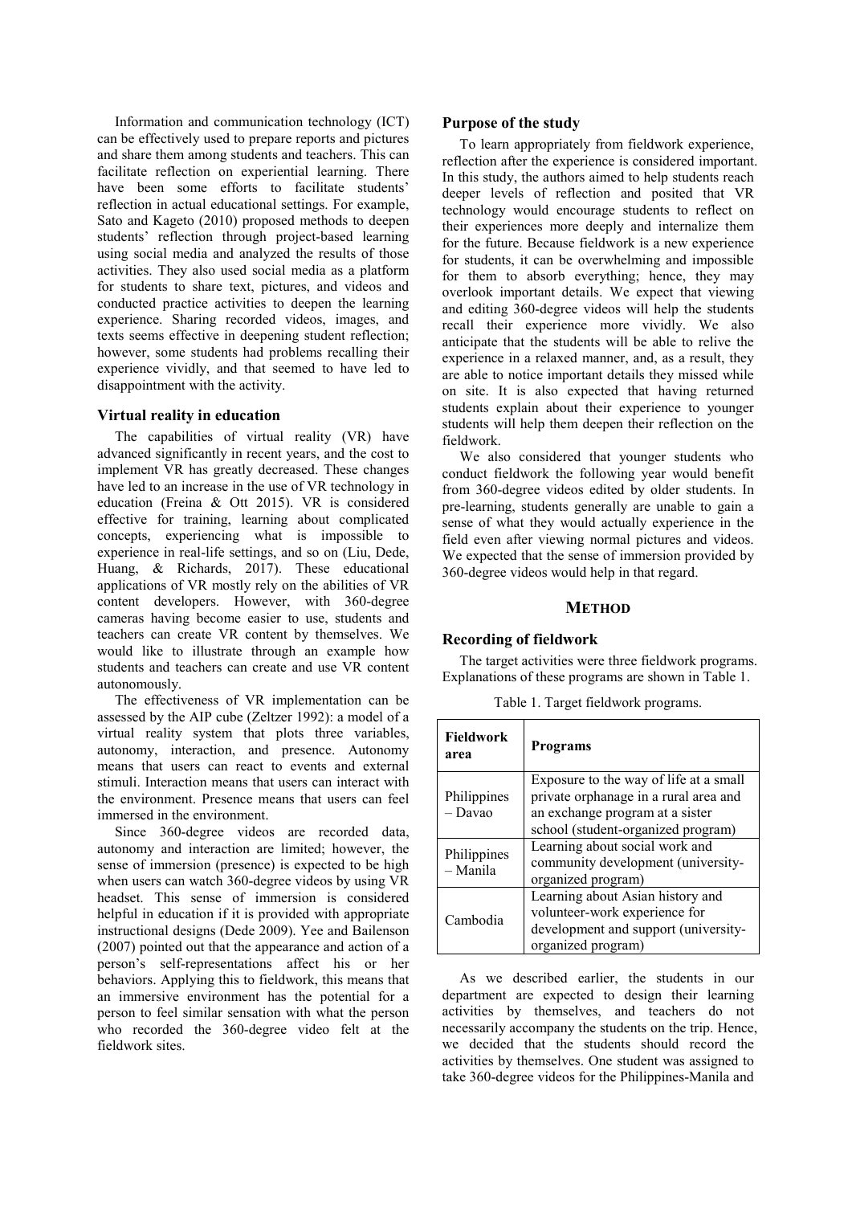Information and communication technology (ICT) can be effectively used to prepare reports and pictures and share them among students and teachers. This can facilitate reflection on experiential learning. There have been some efforts to facilitate students' reflection in actual educational settings. For example, Sato and Kageto (2010) proposed methods to deepen students' reflection through project-based learning using social media and analyzed the results of those activities. They also used social media as a platform for students to share text, pictures, and videos and conducted practice activities to deepen the learning experience. Sharing recorded videos, images, and texts seems effective in deepening student reflection; however, some students had problems recalling their experience vividly, and that seemed to have led to disappointment with the activity.

### Virtual reality in education

The capabilities of virtual reality (VR) have advanced significantly in recent years, and the cost to implement VR has greatly decreased. These changes have led to an increase in the use of VR technology in education (Freina & Ott 2015). VR is considered effective for training, learning about complicated concepts, experiencing what is impossible to experience in real-life settings, and so on (Liu, Dede, Huang, & Richards, 2017). These educational applications of VR mostly rely on the abilities of VR content developers. However, with 360-degree cameras having become easier to use, students and teachers can create VR content by themselves. We would like to illustrate through an example how students and teachers can create and use VR content autonomously.

The effectiveness of VR implementation can be assessed by the AIP cube (Zeltzer 1992): a model of a virtual reality system that plots three variables, autonomy, interaction, and presence. Autonomy means that users can react to events and external stimuli. Interaction means that users can interact with the environment. Presence means that users can feel immersed in the environment.

Since 360-degree videos are recorded data, autonomy and interaction are limited; however, the sense of immersion (presence) is expected to be high when users can watch 360-degree videos by using VR headset. This sense of immersion is considered helpful in education if it is provided with appropriate instructional designs (Dede 2009). Yee and Bailenson (2007) pointed out that the appearance and action of a person's self-representations affect his or her behaviors. Applying this to fieldwork, this means that an immersive environment has the potential for a person to feel similar sensation with what the person who recorded the 360-degree video felt at the fieldwork sites.

### Purpose of the study

To learn appropriately from fieldwork experience, reflection after the experience is considered important. In this study, the authors aimed to help students reach deeper levels of reflection and posited that VR technology would encourage students to reflect on their experiences more deeply and internalize them for the future. Because fieldwork is a new experience for students, it can be overwhelming and impossible for them to absorb everything; hence, they may overlook important details. We expect that viewing and editing 360-degree videos will help the students recall their experience more vividly. We also anticipate that the students will be able to relive the experience in a relaxed manner, and, as a result, they are able to notice important details they missed while on site. It is also expected that having returned students explain about their experience to younger students will help them deepen their reflection on the fieldwork.

We also considered that younger students who conduct fieldwork the following year would benefit from 360-degree videos edited by older students. In pre-learning, students generally are unable to gain a sense of what they would actually experience in the field even after viewing normal pictures and videos. We expected that the sense of immersion provided by 360-degree videos would help in that regard.

## METHOD

### Recording of fieldwork

The target activities were three fieldwork programs. Explanations of these programs are shown in Table 1.

Table 1. Target fieldwork programs.

| Fieldwork area | Programs |
|---|---|
| Philippines – Davao | Exposure to the way of life at a small private orphanage in a rural area and an exchange program at a sister school (student-organized program) |
| Philippines – Manila | Learning about social work and community development (university-organized program) |
| Cambodia | Learning about Asian history and volunteer-work experience for development and support (university-organized program) |

As we described earlier, the students in our department are expected to design their learning activities by themselves, and teachers do not necessarily accompany the students on the trip. Hence, we decided that the students should record the activities by themselves. One student was assigned to take 360-degree videos for the Philippines-Manila and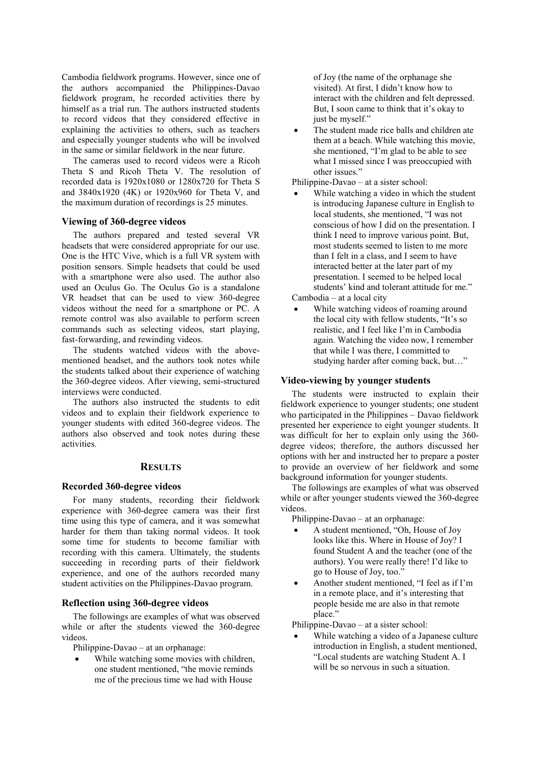Cambodia fieldwork programs. However, since one of the authors accompanied the Philippines-Davao fieldwork program, he recorded activities there by himself as a trial run. The authors instructed students to record videos that they considered effective in explaining the activities to others, such as teachers and especially younger students who will be involved in the same or similar fieldwork in the near future.

The cameras used to record videos were a Ricoh Theta S and Ricoh Theta V. The resolution of recorded data is 1920x1080 or 1280x720 for Theta S and 3840x1920 (4K) or 1920x960 for Theta V, and the maximum duration of recordings is 25 minutes.

### Viewing of 360-degree videos

The authors prepared and tested several VR headsets that were considered appropriate for our use. One is the HTC Vive, which is a full VR system with position sensors. Simple headsets that could be used with a smartphone were also used. The author also used an Oculus Go. The Oculus Go is a standalone VR headset that can be used to view 360-degree videos without the need for a smartphone or PC. A remote control was also available to perform screen commands such as selecting videos, start playing, fast-forwarding, and rewinding videos.

The students watched videos with the above-mentioned headset, and the authors took notes while the students talked about their experience of watching the 360-degree videos. After viewing, semi-structured interviews were conducted.

The authors also instructed the students to edit videos and to explain their fieldwork experience to younger students with edited 360-degree videos. The authors also observed and took notes during these activities.

## RESULTS

### Recorded 360-degree videos

For many students, recording their fieldwork experience with 360-degree camera was their first time using this type of camera, and it was somewhat harder for them than taking normal videos. It took some time for students to become familiar with recording with this camera. Ultimately, the students succeeding in recording parts of their fieldwork experience, and one of the authors recorded many student activities on the Philippines-Davao program.

### Reflection using 360-degree videos

The followings are examples of what was observed while or after the students viewed the 360-degree videos.

Philippine-Davao – at an orphanage:

- While watching some movies with children, one student mentioned, "the movie reminds me of the precious time we had with House of Joy (the name of the orphanage she visited). At first, I didn't know how to interact with the children and felt depressed. But, I soon came to think that it's okay to just be myself."
- The student made rice balls and children ate them at a beach. While watching this movie, she mentioned, "I'm glad to be able to see what I missed since I was preoccupied with other issues."

Philippine-Davao – at a sister school:

- While watching a video in which the student is introducing Japanese culture in English to local students, she mentioned, "I was not conscious of how I did on the presentation. I think I need to improve various point. But, most students seemed to listen to me more than I felt in a class, and I seem to have interacted better at the later part of my presentation. I seemed to be helped local students' kind and tolerant attitude for me."

Cambodia – at a local city

- While watching videos of roaming around the local city with fellow students, "It's so realistic, and I feel like I'm in Cambodia again. Watching the video now, I remember that while I was there, I committed to studying harder after coming back, but…"

### Video-viewing by younger students

The students were instructed to explain their fieldwork experience to younger students; one student who participated in the Philippines – Davao fieldwork presented her experience to eight younger students. It was difficult for her to explain only using the 360-degree videos; therefore, the authors discussed her options with her and instructed her to prepare a poster to provide an overview of her fieldwork and some background information for younger students.

The followings are examples of what was observed while or after younger students viewed the 360-degree videos.

Philippine-Davao – at an orphanage:

- A student mentioned, "Oh, House of Joy looks like this. Where in House of Joy? I found Student A and the teacher (one of the authors). You were really there! I'd like to go to House of Joy, too."
- Another student mentioned, "I feel as if I'm in a remote place, and it's interesting that people beside me are also in that remote place."

Philippine-Davao – at a sister school:

- While watching a video of a Japanese culture introduction in English, a student mentioned, "Local students are watching Student A. I will be so nervous in such a situation.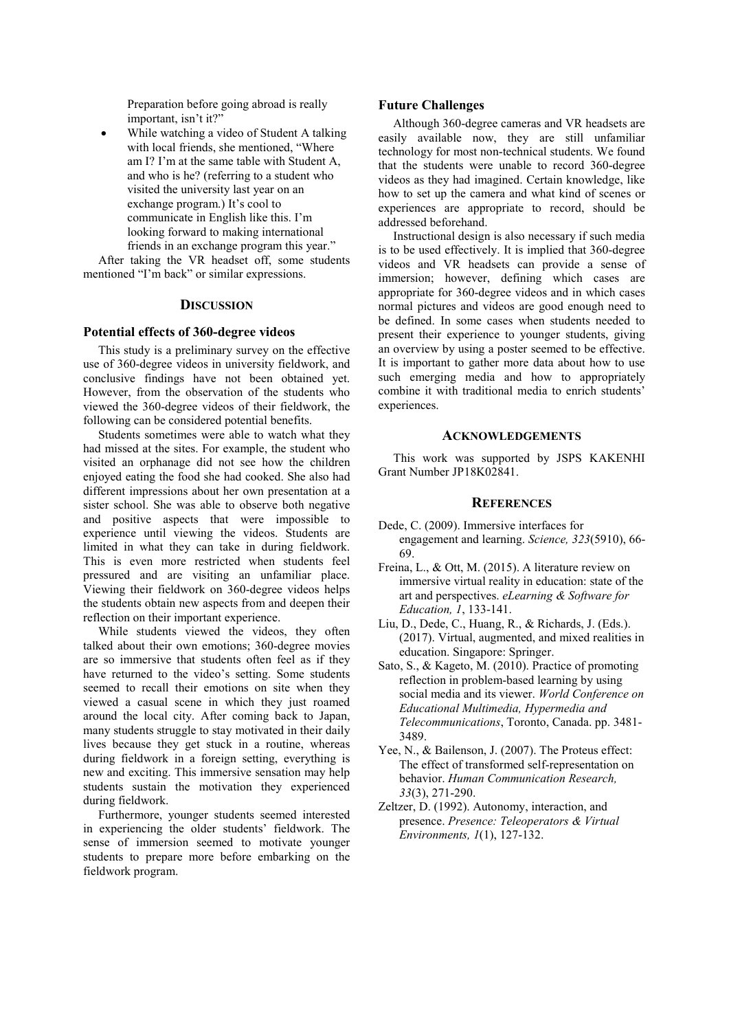Preparation before going abroad is really important, isn't it?"

- While watching a video of Student A talking with local friends, she mentioned, "Where am I? I'm at the same table with Student A, and who is he? (referring to a student who visited the university last year on an exchange program.) It's cool to communicate in English like this. I'm looking forward to making international friends in an exchange program this year."

After taking the VR headset off, some students mentioned "I'm back" or similar expressions.

## DISCUSSION

### Potential effects of 360-degree videos

This study is a preliminary survey on the effective use of 360-degree videos in university fieldwork, and conclusive findings have not been obtained yet. However, from the observation of the students who viewed the 360-degree videos of their fieldwork, the following can be considered potential benefits.

Students sometimes were able to watch what they had missed at the sites. For example, the student who visited an orphanage did not see how the children enjoyed eating the food she had cooked. She also had different impressions about her own presentation at a sister school. She was able to observe both negative and positive aspects that were impossible to experience until viewing the videos. Students are limited in what they can take in during fieldwork. This is even more restricted when students feel pressured and are visiting an unfamiliar place. Viewing their fieldwork on 360-degree videos helps the students obtain new aspects from and deepen their reflection on their important experience.

While students viewed the videos, they often talked about their own emotions; 360-degree movies are so immersive that students often feel as if they have returned to the video's setting. Some students seemed to recall their emotions on site when they viewed a casual scene in which they just roamed around the local city. After coming back to Japan, many students struggle to stay motivated in their daily lives because they get stuck in a routine, whereas during fieldwork in a foreign setting, everything is new and exciting. This immersive sensation may help students sustain the motivation they experienced during fieldwork.

Furthermore, younger students seemed interested in experiencing the older students' fieldwork. The sense of immersion seemed to motivate younger students to prepare more before embarking on the fieldwork program.

### Future Challenges

Although 360-degree cameras and VR headsets are easily available now, they are still unfamiliar technology for most non-technical students. We found that the students were unable to record 360-degree videos as they had imagined. Certain knowledge, like how to set up the camera and what kind of scenes or experiences are appropriate to record, should be addressed beforehand.

Instructional design is also necessary if such media is to be used effectively. It is implied that 360-degree videos and VR headsets can provide a sense of immersion; however, defining which cases are appropriate for 360-degree videos and in which cases normal pictures and videos are good enough need to be defined. In some cases when students needed to present their experience to younger students, giving an overview by using a poster seemed to be effective. It is important to gather more data about how to use such emerging media and how to appropriately combine it with traditional media to enrich students' experiences.

## ACKNOWLEDGEMENTS

This work was supported by JSPS KAKENHI Grant Number JP18K02841.

## REFERENCES

Dede, C. (2009). Immersive interfaces for engagement and learning. *Science, 323*(5910), 66-69.

Freina, L., & Ott, M. (2015). A literature review on immersive virtual reality in education: state of the art and perspectives. *eLearning & Software for Education, 1*, 133-141.

Liu, D., Dede, C., Huang, R., & Richards, J. (Eds.). (2017). Virtual, augmented, and mixed realities in education. Singapore: Springer.

Sato, S., & Kageto, M. (2010). Practice of promoting reflection in problem-based learning by using social media and its viewer. *World Conference on Educational Multimedia, Hypermedia and Telecommunications*, Toronto, Canada. pp. 3481-3489.

Yee, N., & Bailenson, J. (2007). The Proteus effect: The effect of transformed self-representation on behavior. *Human Communication Research, 33*(3), 271-290.

Zeltzer, D. (1992). Autonomy, interaction, and presence. *Presence: Teleoperators & Virtual Environments, 1*(1), 127-132.